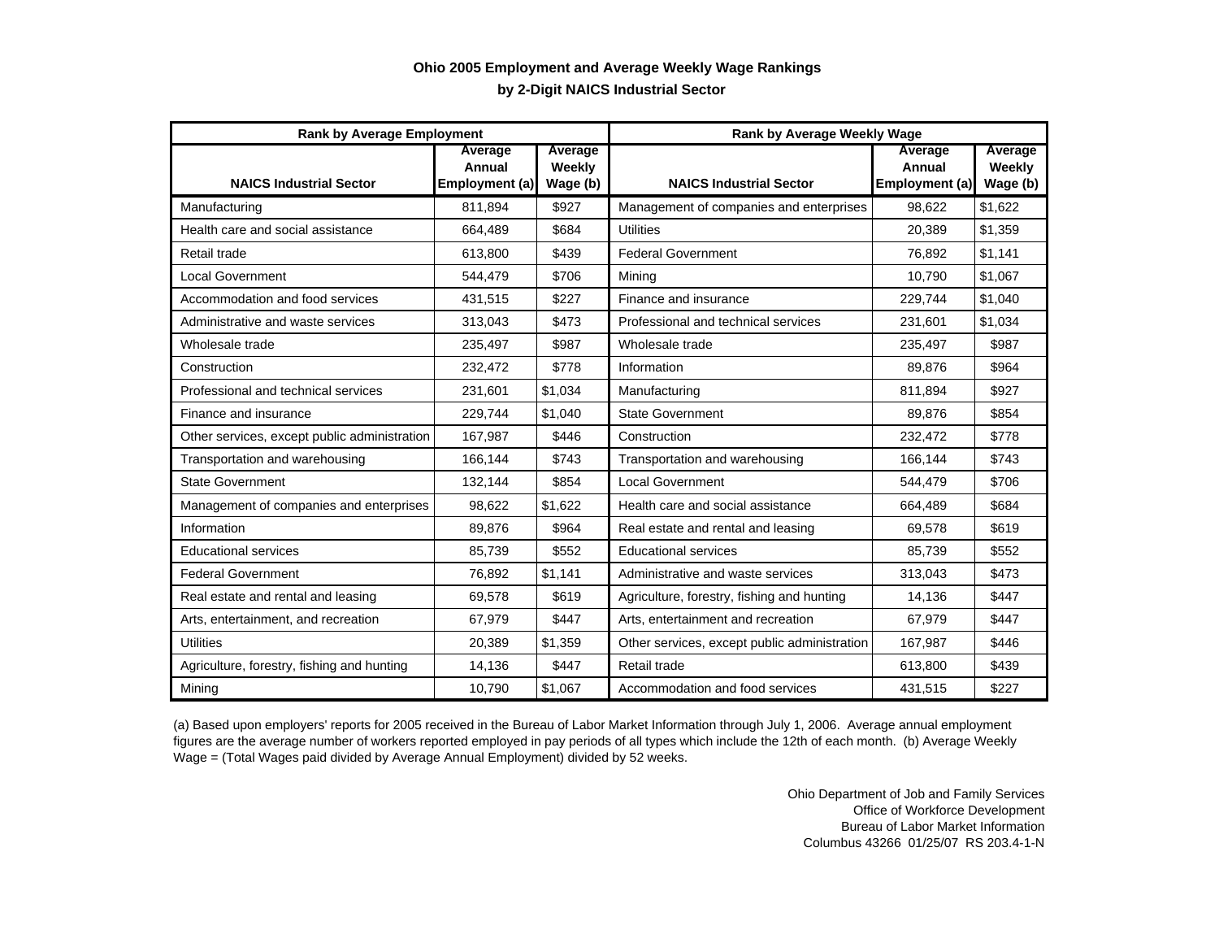# Ohio 2005 Employment and Average Weekly Wage Rankings

## by 2-Digit NAICS Industrial Sector

| Rank by Average Employment | | | Rank by Average Weekly Wage | | |
|---|---|---|---|---|---|
| NAICS Industrial Sector | Average Annual Employment (a) | Average Weekly Wage (b) | NAICS Industrial Sector | Average Annual Employment (a) | Average Weekly Wage (b) |
| Manufacturing | 811,894 | $927 | Management of companies and enterprises | 98,622 | $1,622 |
| Health care and social assistance | 664,489 | $684 | Utilities | 20,389 | $1,359 |
| Retail trade | 613,800 | $439 | Federal Government | 76,892 | $1,141 |
| Local Government | 544,479 | $706 | Mining | 10,790 | $1,067 |
| Accommodation and food services | 431,515 | $227 | Finance and insurance | 229,744 | $1,040 |
| Administrative and waste services | 313,043 | $473 | Professional and technical services | 231,601 | $1,034 |
| Wholesale trade | 235,497 | $987 | Wholesale trade | 235,497 | $987 |
| Construction | 232,472 | $778 | Information | 89,876 | $964 |
| Professional and technical services | 231,601 | $1,034 | Manufacturing | 811,894 | $927 |
| Finance and insurance | 229,744 | $1,040 | State Government | 89,876 | $854 |
| Other services, except public administration | 167,987 | $446 | Construction | 232,472 | $778 |
| Transportation and warehousing | 166,144 | $743 | Transportation and warehousing | 166,144 | $743 |
| State Government | 132,144 | $854 | Local Government | 544,479 | $706 |
| Management of companies and enterprises | 98,622 | $1,622 | Health care and social assistance | 664,489 | $684 |
| Information | 89,876 | $964 | Real estate and rental and leasing | 69,578 | $619 |
| Educational services | 85,739 | $552 | Educational services | 85,739 | $552 |
| Federal Government | 76,892 | $1,141 | Administrative and waste services | 313,043 | $473 |
| Real estate and rental and leasing | 69,578 | $619 | Agriculture, forestry, fishing and hunting | 14,136 | $447 |
| Arts, entertainment, and recreation | 67,979 | $447 | Arts, entertainment and recreation | 67,979 | $447 |
| Utilities | 20,389 | $1,359 | Other services, except public administration | 167,987 | $446 |
| Agriculture, forestry, fishing and hunting | 14,136 | $447 | Retail trade | 613,800 | $439 |
| Mining | 10,790 | $1,067 | Accommodation and food services | 431,515 | $227 |

(a) Based upon employers' reports for 2005 received in the Bureau of Labor Market Information through July 1, 2006. Average annual employment figures are the average number of workers reported employed in pay periods of all types which include the 12th of each month. (b) Average Weekly Wage = (Total Wages paid divided by Average Annual Employment) divided by 52 weeks.

Ohio Department of Job and Family Services
Office of Workforce Development
Bureau of Labor Market Information
Columbus 43266 01/25/07 RS 203.4-1-N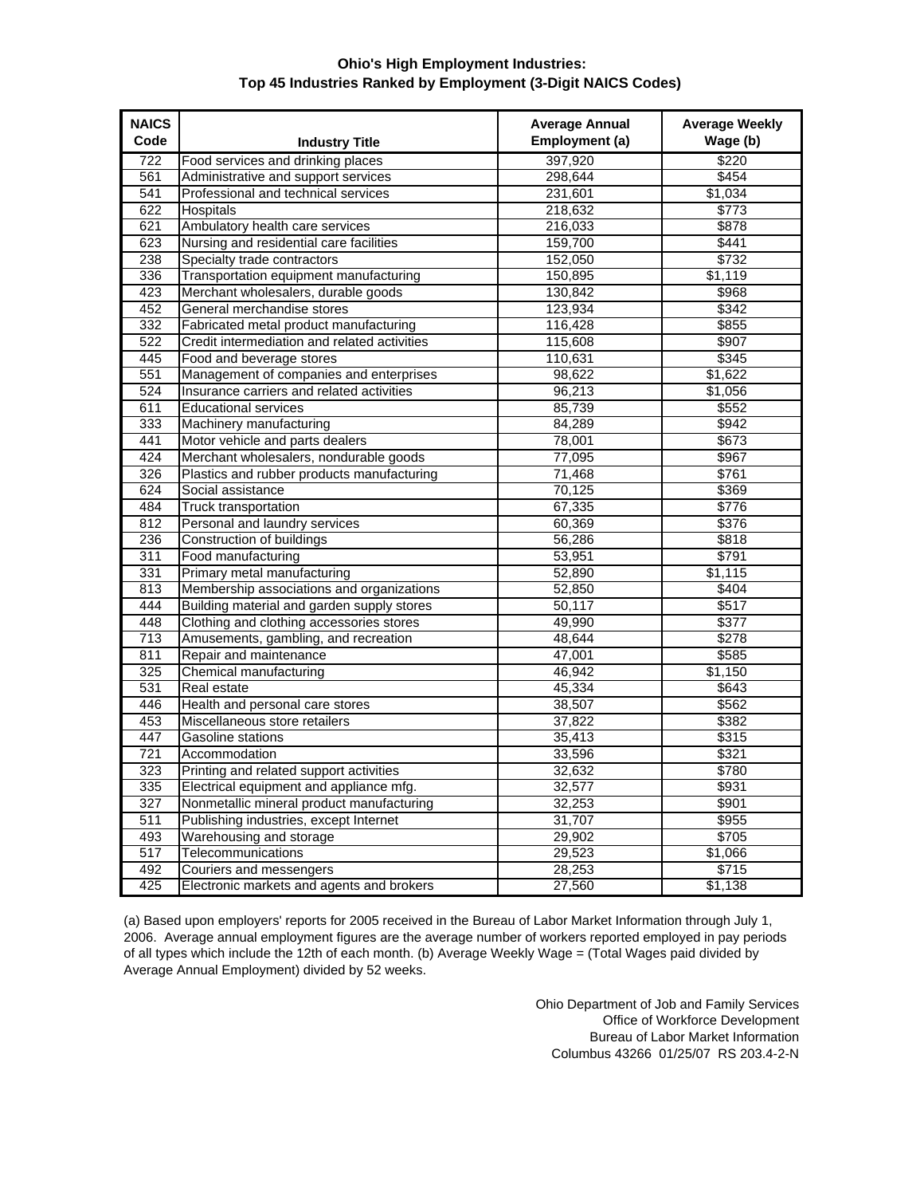## Ohio's High Employment Industries:
## Top 45 Industries Ranked by Employment (3-Digit NAICS Codes)

| NAICS Code | Industry Title | Average Annual Employment (a) | Average Weekly Wage (b) |
|---|---|---|---|
| 722 | Food services and drinking places | 397,920 | $220 |
| 561 | Administrative and support services | 298,644 | $454 |
| 541 | Professional and technical services | 231,601 | $1,034 |
| 622 | Hospitals | 218,632 | $773 |
| 621 | Ambulatory health care services | 216,033 | $878 |
| 623 | Nursing and residential care facilities | 159,700 | $441 |
| 238 | Specialty trade contractors | 152,050 | $732 |
| 336 | Transportation equipment manufacturing | 150,895 | $1,119 |
| 423 | Merchant wholesalers, durable goods | 130,842 | $968 |
| 452 | General merchandise stores | 123,934 | $342 |
| 332 | Fabricated metal product manufacturing | 116,428 | $855 |
| 522 | Credit intermediation and related activities | 115,608 | $907 |
| 445 | Food and beverage stores | 110,631 | $345 |
| 551 | Management of companies and enterprises | 98,622 | $1,622 |
| 524 | Insurance carriers and related activities | 96,213 | $1,056 |
| 611 | Educational services | 85,739 | $552 |
| 333 | Machinery manufacturing | 84,289 | $942 |
| 441 | Motor vehicle and parts dealers | 78,001 | $673 |
| 424 | Merchant wholesalers, nondurable goods | 77,095 | $967 |
| 326 | Plastics and rubber products manufacturing | 71,468 | $761 |
| 624 | Social assistance | 70,125 | $369 |
| 484 | Truck transportation | 67,335 | $776 |
| 812 | Personal and laundry services | 60,369 | $376 |
| 236 | Construction of buildings | 56,286 | $818 |
| 311 | Food manufacturing | 53,951 | $791 |
| 331 | Primary metal manufacturing | 52,890 | $1,115 |
| 813 | Membership associations and organizations | 52,850 | $404 |
| 444 | Building material and garden supply stores | 50,117 | $517 |
| 448 | Clothing and clothing accessories stores | 49,990 | $377 |
| 713 | Amusements, gambling, and recreation | 48,644 | $278 |
| 811 | Repair and maintenance | 47,001 | $585 |
| 325 | Chemical manufacturing | 46,942 | $1,150 |
| 531 | Real estate | 45,334 | $643 |
| 446 | Health and personal care stores | 38,507 | $562 |
| 453 | Miscellaneous store retailers | 37,822 | $382 |
| 447 | Gasoline stations | 35,413 | $315 |
| 721 | Accommodation | 33,596 | $321 |
| 323 | Printing and related support activities | 32,632 | $780 |
| 335 | Electrical equipment and appliance mfg. | 32,577 | $931 |
| 327 | Nonmetallic mineral product manufacturing | 32,253 | $901 |
| 511 | Publishing industries, except Internet | 31,707 | $955 |
| 493 | Warehousing and storage | 29,902 | $705 |
| 517 | Telecommunications | 29,523 | $1,066 |
| 492 | Couriers and messengers | 28,253 | $715 |
| 425 | Electronic markets and agents and brokers | 27,560 | $1,138 |

(a) Based upon employers' reports for 2005 received in the Bureau of Labor Market Information through July 1, 2006. Average annual employment figures are the average number of workers reported employed in pay periods of all types which include the 12th of each month. (b) Average Weekly Wage = (Total Wages paid divided by Average Annual Employment) divided by 52 weeks.

Ohio Department of Job and Family Services
Office of Workforce Development
Bureau of Labor Market Information
Columbus 43266 01/25/07 RS 203.4-2-N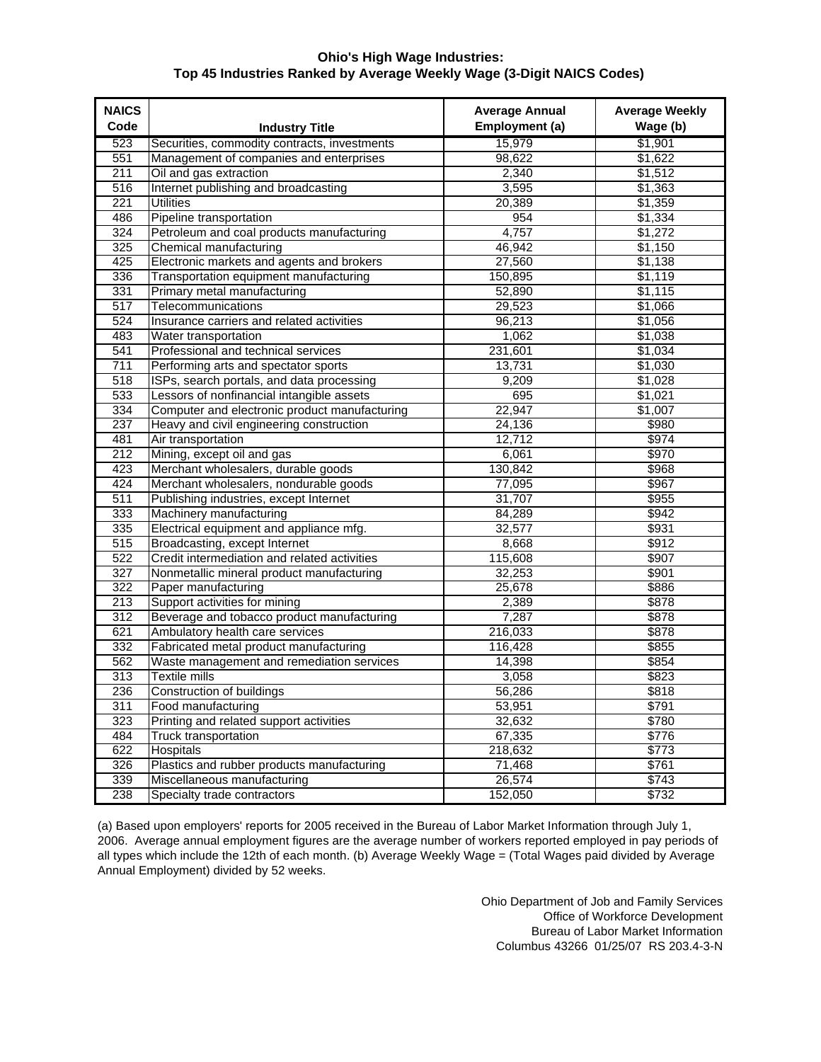**Ohio's High Wage Industries:**
**Top 45 Industries Ranked by Average Weekly Wage (3-Digit NAICS Codes)**

| NAICS Code | Industry Title | Average Annual Employment (a) | Average Weekly Wage (b) |
|---|---|---|---|
| 523 | Securities, commodity contracts, investments | 15,979 | $1,901 |
| 551 | Management of companies and enterprises | 98,622 | $1,622 |
| 211 | Oil and gas extraction | 2,340 | $1,512 |
| 516 | Internet publishing and broadcasting | 3,595 | $1,363 |
| 221 | Utilities | 20,389 | $1,359 |
| 486 | Pipeline transportation | 954 | $1,334 |
| 324 | Petroleum and coal products manufacturing | 4,757 | $1,272 |
| 325 | Chemical manufacturing | 46,942 | $1,150 |
| 425 | Electronic markets and agents and brokers | 27,560 | $1,138 |
| 336 | Transportation equipment manufacturing | 150,895 | $1,119 |
| 331 | Primary metal manufacturing | 52,890 | $1,115 |
| 517 | Telecommunications | 29,523 | $1,066 |
| 524 | Insurance carriers and related activities | 96,213 | $1,056 |
| 483 | Water transportation | 1,062 | $1,038 |
| 541 | Professional and technical services | 231,601 | $1,034 |
| 711 | Performing arts and spectator sports | 13,731 | $1,030 |
| 518 | ISPs, search portals, and data processing | 9,209 | $1,028 |
| 533 | Lessors of nonfinancial intangible assets | 695 | $1,021 |
| 334 | Computer and electronic product manufacturing | 22,947 | $1,007 |
| 237 | Heavy and civil engineering construction | 24,136 | $980 |
| 481 | Air transportation | 12,712 | $974 |
| 212 | Mining, except oil and gas | 6,061 | $970 |
| 423 | Merchant wholesalers, durable goods | 130,842 | $968 |
| 424 | Merchant wholesalers, nondurable goods | 77,095 | $967 |
| 511 | Publishing industries, except Internet | 31,707 | $955 |
| 333 | Machinery manufacturing | 84,289 | $942 |
| 335 | Electrical equipment and appliance mfg. | 32,577 | $931 |
| 515 | Broadcasting, except Internet | 8,668 | $912 |
| 522 | Credit intermediation and related activities | 115,608 | $907 |
| 327 | Nonmetallic mineral product manufacturing | 32,253 | $901 |
| 322 | Paper manufacturing | 25,678 | $886 |
| 213 | Support activities for mining | 2,389 | $878 |
| 312 | Beverage and tobacco product manufacturing | 7,287 | $878 |
| 621 | Ambulatory health care services | 216,033 | $878 |
| 332 | Fabricated metal product manufacturing | 116,428 | $855 |
| 562 | Waste management and remediation services | 14,398 | $854 |
| 313 | Textile mills | 3,058 | $823 |
| 236 | Construction of buildings | 56,286 | $818 |
| 311 | Food manufacturing | 53,951 | $791 |
| 323 | Printing and related support activities | 32,632 | $780 |
| 484 | Truck transportation | 67,335 | $776 |
| 622 | Hospitals | 218,632 | $773 |
| 326 | Plastics and rubber products manufacturing | 71,468 | $761 |
| 339 | Miscellaneous manufacturing | 26,574 | $743 |
| 238 | Specialty trade contractors | 152,050 | $732 |

(a) Based upon employers' reports for 2005 received in the Bureau of Labor Market Information through July 1, 2006. Average annual employment figures are the average number of workers reported employed in pay periods of all types which include the 12th of each month. (b) Average Weekly Wage = (Total Wages paid divided by Average Annual Employment) divided by 52 weeks.

Ohio Department of Job and Family Services
Office of Workforce Development
Bureau of Labor Market Information
Columbus 43266 01/25/07 RS 203.4-3-N